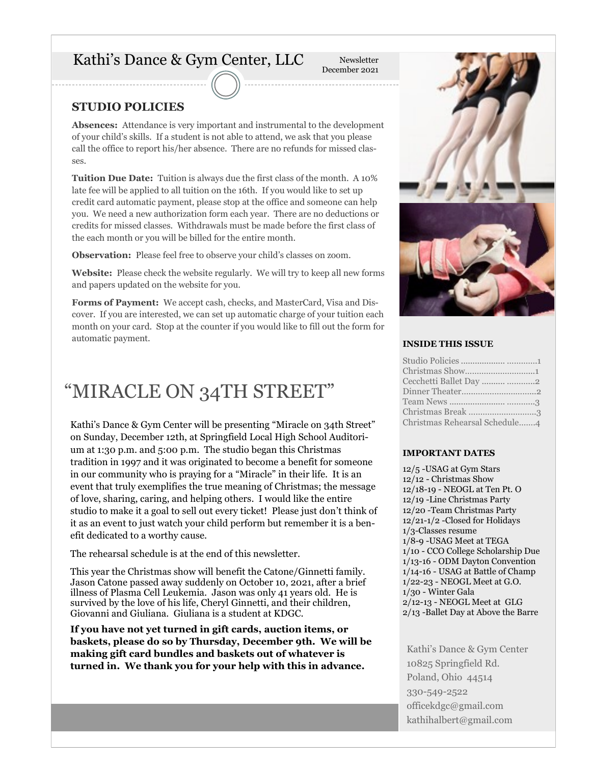# Kathi's Dance & Gym Center, LLC

Newsletter
December 2021

## STUDIO POLICIES

**Absences:** Attendance is very important and instrumental to the development of your child's skills. If a student is not able to attend, we ask that you please call the office to report his/her absence. There are no refunds for missed classes.

**Tuition Due Date:** Tuition is always due the first class of the month. A 10% late fee will be applied to all tuition on the 16th. If you would like to set up credit card automatic payment, please stop at the office and someone can help you. We need a new authorization form each year. There are no deductions or credits for missed classes. Withdrawals must be made before the first class of the each month or you will be billed for the entire month.

**Observation:** Please feel free to observe your child's classes on zoom.

**Website:** Please check the website regularly. We will try to keep all new forms and papers updated on the website for you.

**Forms of Payment:** We accept cash, checks, and MasterCard, Visa and Discover. If you are interested, we can set up automatic charge of your tuition each month on your card. Stop at the counter if you would like to fill out the form for automatic payment.

## "MIRACLE ON 34TH STREET"

Kathi's Dance & Gym Center will be presenting "Miracle on 34th Street" on Sunday, December 12th, at Springfield Local High School Auditorium at 1:30 p.m. and 5:00 p.m. The studio began this Christmas tradition in 1997 and it was originated to become a benefit for someone in our community who is praying for a "Miracle" in their life. It is an event that truly exemplifies the true meaning of Christmas; the message of love, sharing, caring, and helping others. I would like the entire studio to make it a goal to sell out every ticket! Please just don't think of it as an event to just watch your child perform but remember it is a benefit dedicated to a worthy cause.

The rehearsal schedule is at the end of this newsletter.

This year the Christmas show will benefit the Catone/Ginnetti family. Jason Catone passed away suddenly on October 10, 2021, after a brief illness of Plasma Cell Leukemia. Jason was only 41 years old. He is survived by the love of his life, Cheryl Ginnetti, and their children, Giovanni and Giuliana. Giuliana is a student at KDGC.

**If you have not yet turned in gift cards, auction items, or baskets, please do so by Thursday, December 9th. We will be making gift card bundles and baskets out of whatever is turned in. We thank you for your help with this in advance.**

### INSIDE THIS ISSUE

- Studio Policies .................. .............1
- Christmas Show.............................1
- Cecchetti Ballet Day .......... ............2
- Dinner Theater................................2
- Team News ....................... ............3
- Christmas Break .............................3
- Christmas Rehearsal Schedule.......4

### IMPORTANT DATES

- 12/5 -USAG at Gym Stars
- 12/12 - Christmas Show
- 12/18-19 - NEOGL at Ten Pt. O
- 12/19 -Line Christmas Party
- 12/20 -Team Christmas Party
- 12/21-1/2 -Closed for Holidays
- 1/3-Classes resume
- 1/8-9 -USAG Meet at TEGA
- 1/10 - CCO College Scholarship Due
- 1/13-16 - ODM Dayton Convention
- 1/14-16 - USAG at Battle of Champ
- 1/22-23 - NEOGL Meet at G.O.
- 1/30 - Winter Gala
- 2/12-13 - NEOGL Meet at GLG
- 2/13 -Ballet Day at Above the Barre

Kathi's Dance & Gym Center
10825 Springfield Rd.
Poland, Ohio 44514
330-549-2522
officekdgc@gmail.com
kathihalbert@gmail.com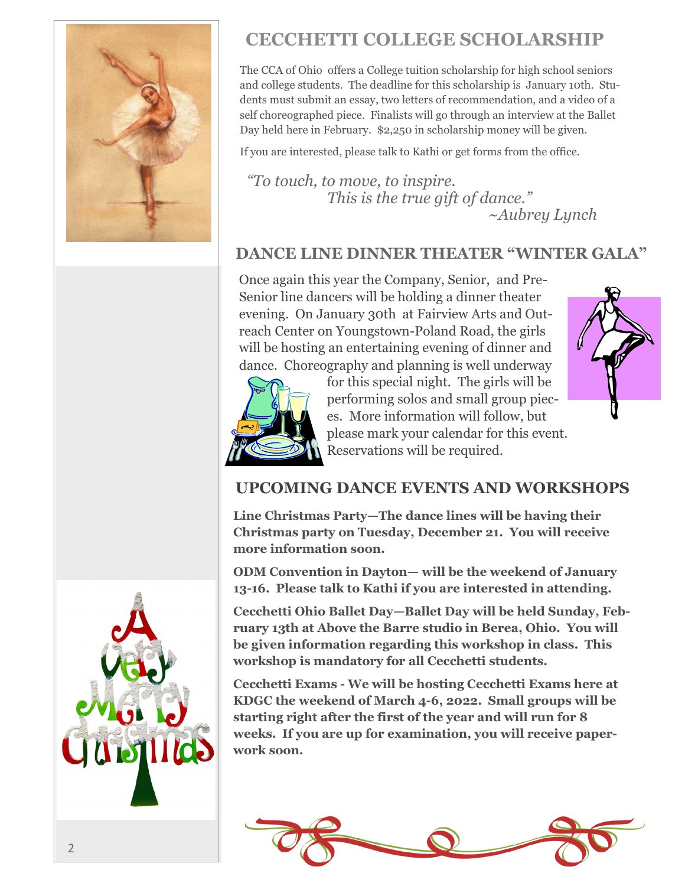## CECCHETTI COLLEGE SCHOLARSHIP

The CCA of Ohio offers a College tuition scholarship for high school seniors and college students. The deadline for this scholarship is January 10th. Students must submit an essay, two letters of recommendation, and a video of a self choreographed piece. Finalists will go through an interview at the Ballet Day held here in February. $2,250 in scholarship money will be given.

If you are interested, please talk to Kathi or get forms from the office.

*"To touch, to move, to inspire.*
*This is the true gift of dance."*
*~Aubrey Lynch*

## DANCE LINE DINNER THEATER "WINTER GALA"

Once again this year the Company, Senior, and Pre-Senior line dancers will be holding a dinner theater evening. On January 30th at Fairview Arts and Outreach Center on Youngstown-Poland Road, the girls will be hosting an entertaining evening of dinner and dance. Choreography and planning is well underway for this special night. The girls will be performing solos and small group pieces. More information will follow, but please mark your calendar for this event. Reservations will be required.

## UPCOMING DANCE EVENTS AND WORKSHOPS

**Line Christmas Party—The dance lines will be having their Christmas party on Tuesday, December 21. You will receive more information soon.**

**ODM Convention in Dayton— will be the weekend of January 13-16. Please talk to Kathi if you are interested in attending.**

**Cecchetti Ohio Ballet Day—Ballet Day will be held Sunday, February 13th at Above the Barre studio in Berea, Ohio. You will be given information regarding this workshop in class. This workshop is mandatory for all Cecchetti students.**

**Cecchetti Exams - We will be hosting Cecchetti Exams here at KDGC the weekend of March 4-6, 2022. Small groups will be starting right after the first of the year and will run for 8 weeks. If you are up for examination, you will receive paperwork soon.**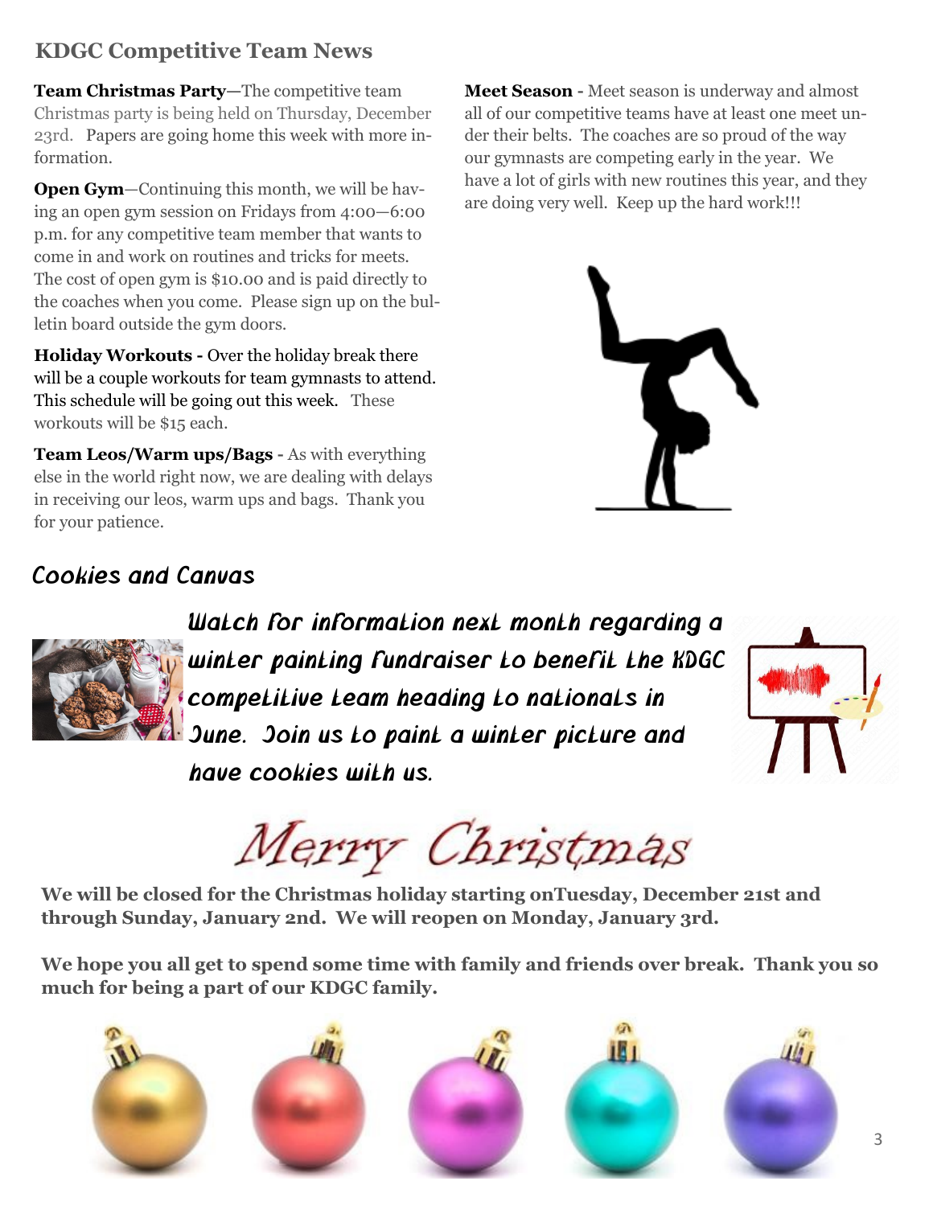## KDGC Competitive Team News

**Team Christmas Party**—The competitive team Christmas party is being held on Thursday, December 23rd. Papers are going home this week with more information.

**Open Gym**—Continuing this month, we will be having an open gym session on Fridays from 4:00—6:00 p.m. for any competitive team member that wants to come in and work on routines and tricks for meets. The cost of open gym is $10.00 and is paid directly to the coaches when you come. Please sign up on the bulletin board outside the gym doors.

**Holiday Workouts -** Over the holiday break there will be a couple workouts for team gymnasts to attend. This schedule will be going out this week. These workouts will be $15 each.

**Team Leos/Warm ups/Bags -** As with everything else in the world right now, we are dealing with delays in receiving our leos, warm ups and bags. Thank you for your patience.

**Meet Season -** Meet season is underway and almost all of our competitive teams have at least one meet under their belts. The coaches are so proud of the way our gymnasts are competing early in the year. We have a lot of girls with new routines this year, and they are doing very well. Keep up the hard work!!!

## Cookies and Canvas

*Watch for information next month regarding a winter painting fundraiser to benefit the KDGC competitive team heading to nationals in June. Join us to paint a winter picture and have cookies with us.*

## Merry Christmas

**We will be closed for the Christmas holiday starting onTuesday, December 21st and through Sunday, January 2nd. We will reopen on Monday, January 3rd.**

**We hope you all get to spend some time with family and friends over break. Thank you so much for being a part of our KDGC family.**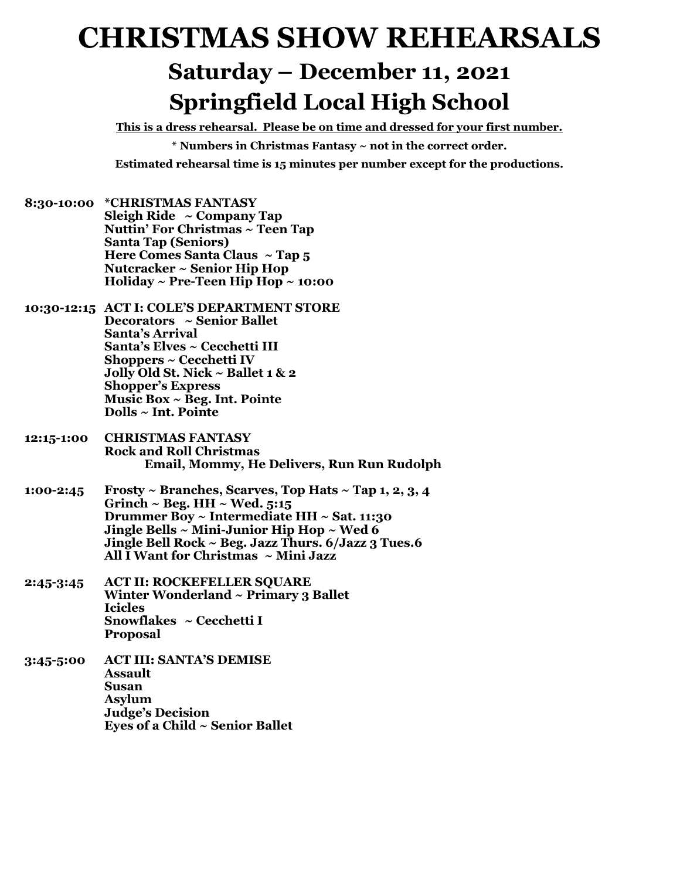# CHRISTMAS SHOW REHEARSALS

## Saturday – December 11, 2021

## Springfield Local High School

**This is a dress rehearsal. Please be on time and dressed for your first number.**

**\* Numbers in Christmas Fantasy ~ not in the correct order.**

**Estimated rehearsal time is 15 minutes per number except for the productions.**

**8:30-10:00 \*CHRISTMAS FANTASY**
**Sleigh Ride ~ Company Tap**
**Nuttin' For Christmas ~ Teen Tap**
**Santa Tap (Seniors)**
**Here Comes Santa Claus ~ Tap 5**
**Nutcracker ~ Senior Hip Hop**
**Holiday ~ Pre-Teen Hip Hop ~ 10:00**

**10:30-12:15 ACT I: COLE'S DEPARTMENT STORE**
**Decorators ~ Senior Ballet**
**Santa's Arrival**
**Santa's Elves ~ Cecchetti III**
**Shoppers ~ Cecchetti IV**
**Jolly Old St. Nick ~ Ballet 1 & 2**
**Shopper's Express**
**Music Box ~ Beg. Int. Pointe**
**Dolls ~ Int. Pointe**

**12:15-1:00 CHRISTMAS FANTASY**
**Rock and Roll Christmas**
**Email, Mommy, He Delivers, Run Run Rudolph**

**1:00-2:45 Frosty ~ Branches, Scarves, Top Hats ~ Tap 1, 2, 3, 4**
**Grinch ~ Beg. HH ~ Wed. 5:15**
**Drummer Boy ~ Intermediate HH ~ Sat. 11:30**
**Jingle Bells ~ Mini-Junior Hip Hop ~ Wed 6**
**Jingle Bell Rock ~ Beg. Jazz Thurs. 6/Jazz 3 Tues.6**
**All I Want for Christmas ~ Mini Jazz**

**2:45-3:45 ACT II: ROCKEFELLER SQUARE**
**Winter Wonderland ~ Primary 3 Ballet**
**Icicles**
**Snowflakes ~ Cecchetti I**
**Proposal**

**3:45-5:00 ACT III: SANTA'S DEMISE**
**Assault**
**Susan**
**Asylum**
**Judge's Decision**
**Eyes of a Child ~ Senior Ballet**